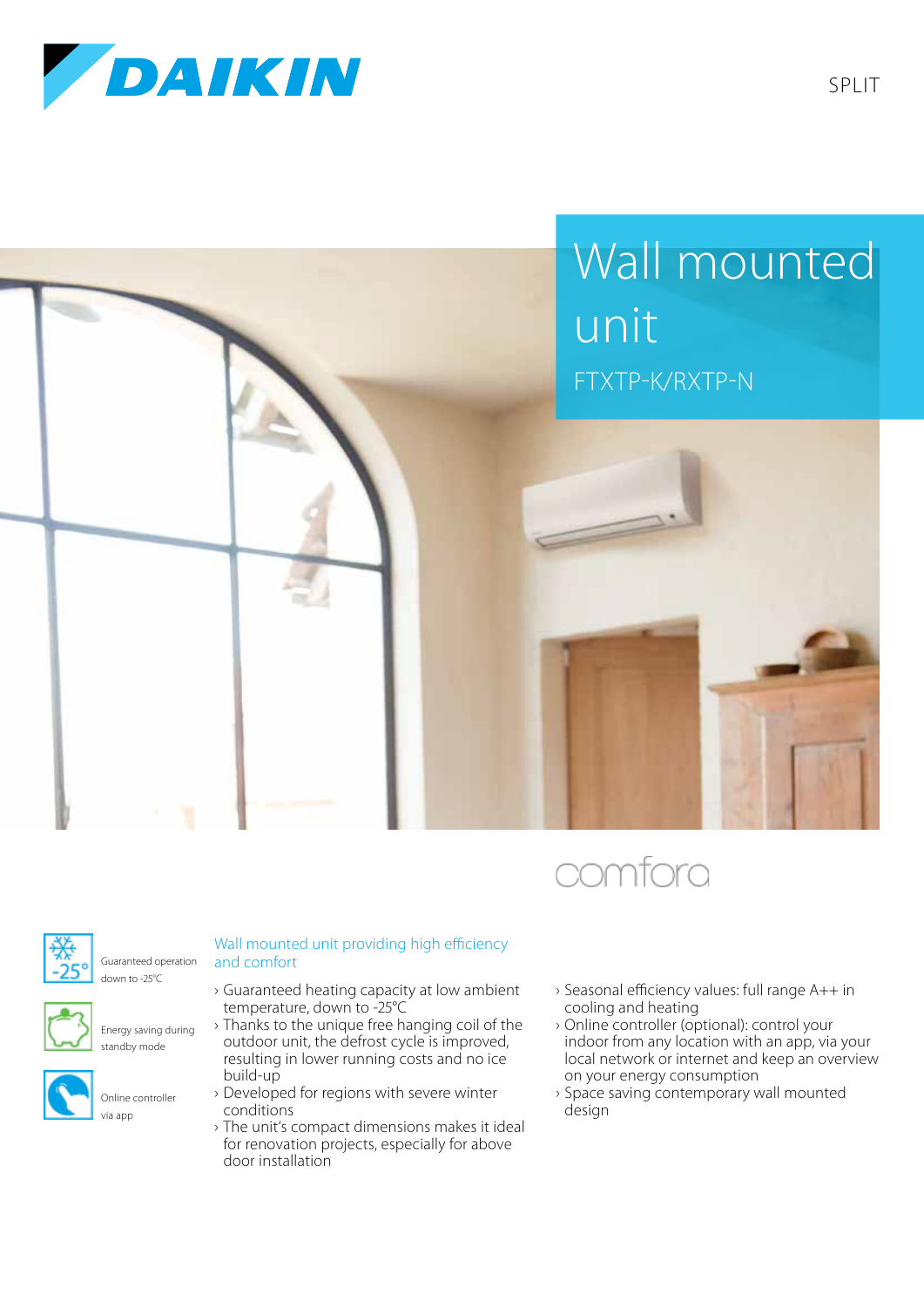SPLIT

# Wall mounted unit

FTXTP-K/RXTP-N

comfora

Guaranteed operation down to -25°C

Energy saving during standby mode

Online controller via app

## Wall mounted unit providing high efficiency and comfort

- Guaranteed heating capacity at low ambient temperature, down to -25°C
- Thanks to the unique free hanging coil of the outdoor unit, the defrost cycle is improved, resulting in lower running costs and no ice build-up
- Developed for regions with severe winter conditions
- The unit's compact dimensions makes it ideal for renovation projects, especially for above door installation
- Seasonal efficiency values: full range A++ in cooling and heating
- Online controller (optional): control your indoor from any location with an app, via your local network or internet and keep an overview on your energy consumption
- Space saving contemporary wall mounted design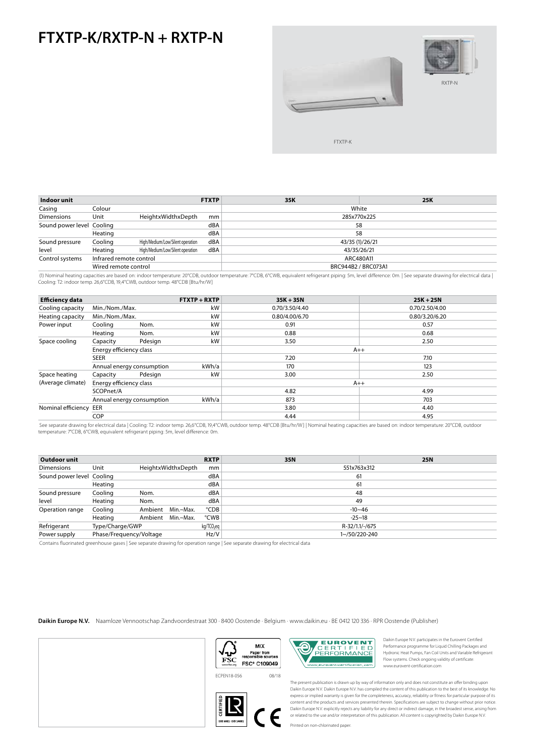# FTXTP-K/RXTP-N + RXTP-N

RXTP-N

FTXTP-K

| Indoor unit | | | FTXTP | 35K | 25K |
|---|---|---|---|---|---|
| Casing | Colour | | | White | |
| Dimensions | Unit | HeightxWidthxDepth | mm | 285x770x225 | |
| Sound power level | Cooling | | dBA | 58 | |
| | Heating | | dBA | 58 | |
| Sound pressure level | Cooling | High/Medium/Low/Silent operation | dBA | 43/35 (1)/26/21 | |
| | Heating | High/Medium/Low/Silent operation | dBA | 43/35/26/21 | |
| Control systems | Infrared remote control | | | ARC480A11 | |
| | Wired remote control | | | BRC944B2 / BRC073A1 | |

(1) Nominal heating capacities are based on: indoor temperature: 20°CDB, outdoor temperature: 7°CDB, 6°CWB, equivalent refrigerant piping: 5m, level difference: 0m. | See separate drawing for electrical data | Cooling: T2: indoor temp. 26,6°CDB, 19,4°CWB, outdoor temp. 48°CDB [Btu/hr/W]

| Efficiency data | | | FTXTP + RXTP | 35K + 35N | 25K + 25N |
|---|---|---|---|---|---|
| Cooling capacity | Min./Nom./Max. | | kW | 0.70/3.50/4.40 | 0.70/2.50/4.00 |
| Heating capacity | Min./Nom./Max. | | kW | 0.80/4.00/6.70 | 0.80/3.20/6.20 |
| Power input | Cooling | Nom. | kW | 0.91 | 0.57 |
| | Heating | Nom. | kW | 0.88 | 0.68 |
| Space cooling | Capacity | Pdesign | kW | 3.50 | 2.50 |
| | Energy efficiency class | | | A++ | |
| | SEER | | | 7.20 | 7.10 |
| | Annual energy consumption | | kWh/a | 170 | 123 |
| Space heating (Average climate) | Capacity | Pdesign | kW | 3.00 | 2.50 |
| | Energy efficiency class | | | A++ | |
| | SCOPnet/A | | | 4.82 | 4.99 |
| | Annual energy consumption | | kWh/a | 873 | 703 |
| Nominal efficiency | EER | | | 3.80 | 4.40 |
| | COP | | | 4.44 | 4.95 |

See separate drawing for electrical data | Cooling: T2: indoor temp. 26,6°CDB, 19,4°CWB, outdoor temp. 48°CDB [Btu/hr/W] | Nominal heating capacities are based on: indoor temperature: 20°CDB, outdoor temperature: 7°CDB, 6°CWB, equivalent refrigerant piping: 5m, level difference: 0m.

| Outdoor unit | | | | RXTP | 35N | 25N |
|---|---|---|---|---|---|---|
| Dimensions | Unit | HeightxWidthxDepth | | mm | 551x763x312 | |
| Sound power level | Cooling | | | dBA | 61 | |
| | Heating | | | dBA | 61 | |
| Sound pressure level | Cooling | Nom. | | dBA | 48 | |
| | Heating | Nom. | | dBA | 49 | |
| Operation range | Cooling | Ambient | Min.~Max. | °CDB | -10~46 | |
| | Heating | Ambient | Min.~Max. | °CWB | -25~18 | |
| Refrigerant | Type/Charge/GWP | | | kg/$TCO_2$eq | R-32/1.1/-/675 | |
| Power supply | Phase/Frequency/Voltage | | | Hz/V | 1~/50/220-240 | |

Contains fluorinated greenhouse gases | See separate drawing for operation range | See separate drawing for electrical data

**Daikin Europe N.V.** Naamloze Vennootschap Zandvoordestraat 300 · 8400 Oostende · Belgium · www.daikin.eu · BE 0412 120 336 · RPR Oostende (Publisher)

MIX Paper from responsible sources FSC® C109049

ECPEN18-056 08/18

Daikin Europe N.V. participates in the Eurovent Certified Performance programme for Liquid Chilling Packages and Hydronic Heat Pumps, Fan Coil Units and Variable Refrigerant Flow systems. Check ongoing validity of certificate: www.eurovent-certification.com

The present publication is drawn up by way of information only and does not constitute an offer binding upon Daikin Europe N.V. Daikin Europe N.V. has compiled the content of this publication to the best of its knowledge. No express or implied warranty is given for the completeness, accuracy, reliability or fitness for particular purpose of its content and the products and services presented therein. Specifications are subject to change without prior notice. Daikin Europe N.V. explicitly rejects any liability for any direct or indirect damage, in the broadest sense, arising from or related to the use and/or interpretation of this publication. All content is copyrighted by Daikin Europe N.V.

Printed on non-chlorinated paper.